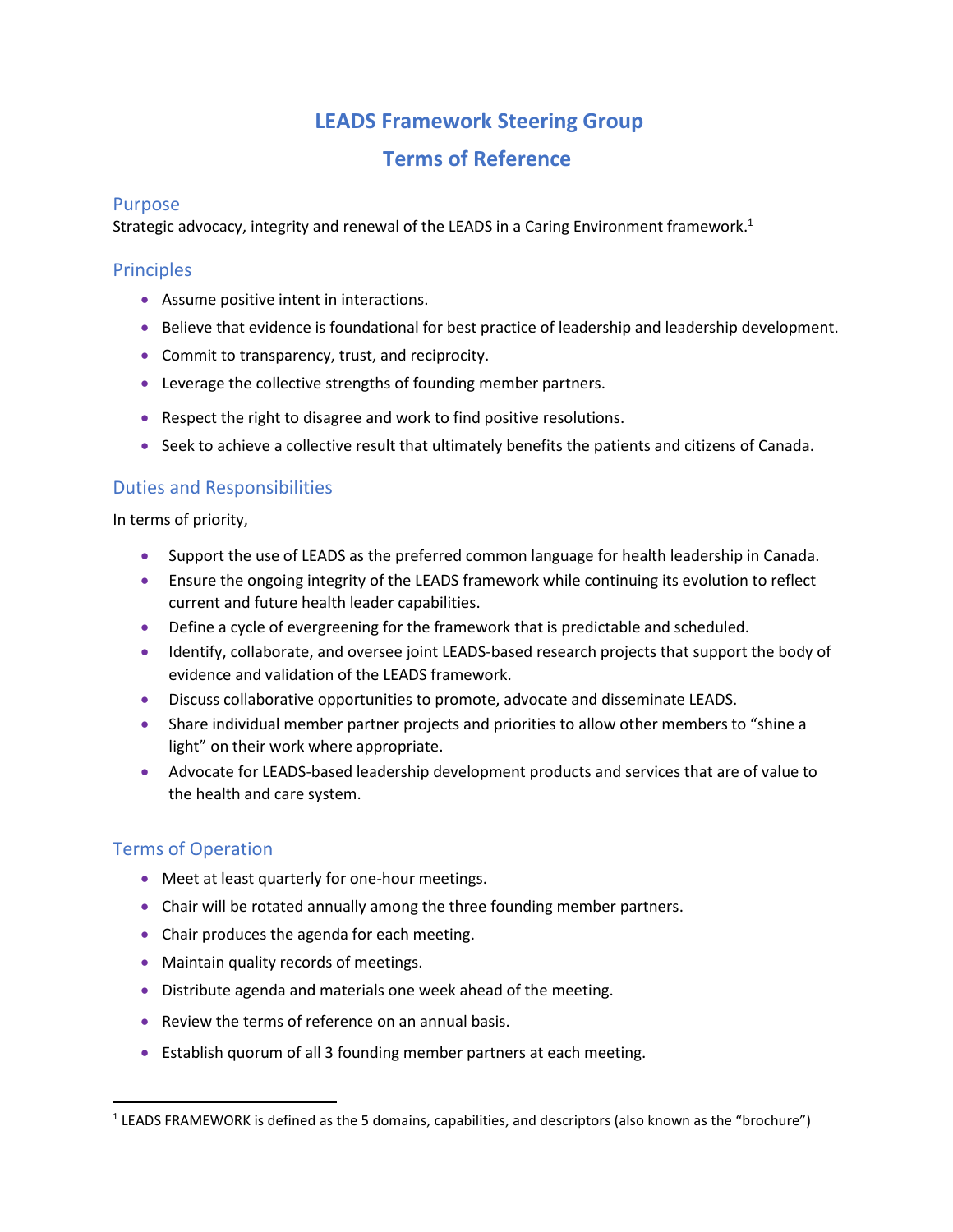# LEADS Framework Steering Group

# Terms of Reference

## Purpose

Strategic advocacy, integrity and renewal of the LEADS in a Caring Environment framework.[1]

## Principles

- Assume positive intent in interactions.
- Believe that evidence is foundational for best practice of leadership and leadership development.
- Commit to transparency, trust, and reciprocity.
- Leverage the collective strengths of founding member partners.
- Respect the right to disagree and work to find positive resolutions.
- Seek to achieve a collective result that ultimately benefits the patients and citizens of Canada.

## Duties and Responsibilities

In terms of priority,

- Support the use of LEADS as the preferred common language for health leadership in Canada.
- Ensure the ongoing integrity of the LEADS framework while continuing its evolution to reflect current and future health leader capabilities.
- Define a cycle of evergreening for the framework that is predictable and scheduled.
- Identify, collaborate, and oversee joint LEADS-based research projects that support the body of evidence and validation of the LEADS framework.
- Discuss collaborative opportunities to promote, advocate and disseminate LEADS.
- Share individual member partner projects and priorities to allow other members to "shine a light" on their work where appropriate.
- Advocate for LEADS-based leadership development products and services that are of value to the health and care system.

## Terms of Operation

- Meet at least quarterly for one-hour meetings.
- Chair will be rotated annually among the three founding member partners.
- Chair produces the agenda for each meeting.
- Maintain quality records of meetings.
- Distribute agenda and materials one week ahead of the meeting.
- Review the terms of reference on an annual basis.
- Establish quorum of all 3 founding member partners at each meeting.

---

[1] LEADS FRAMEWORK is defined as the 5 domains, capabilities, and descriptors (also known as the "brochure")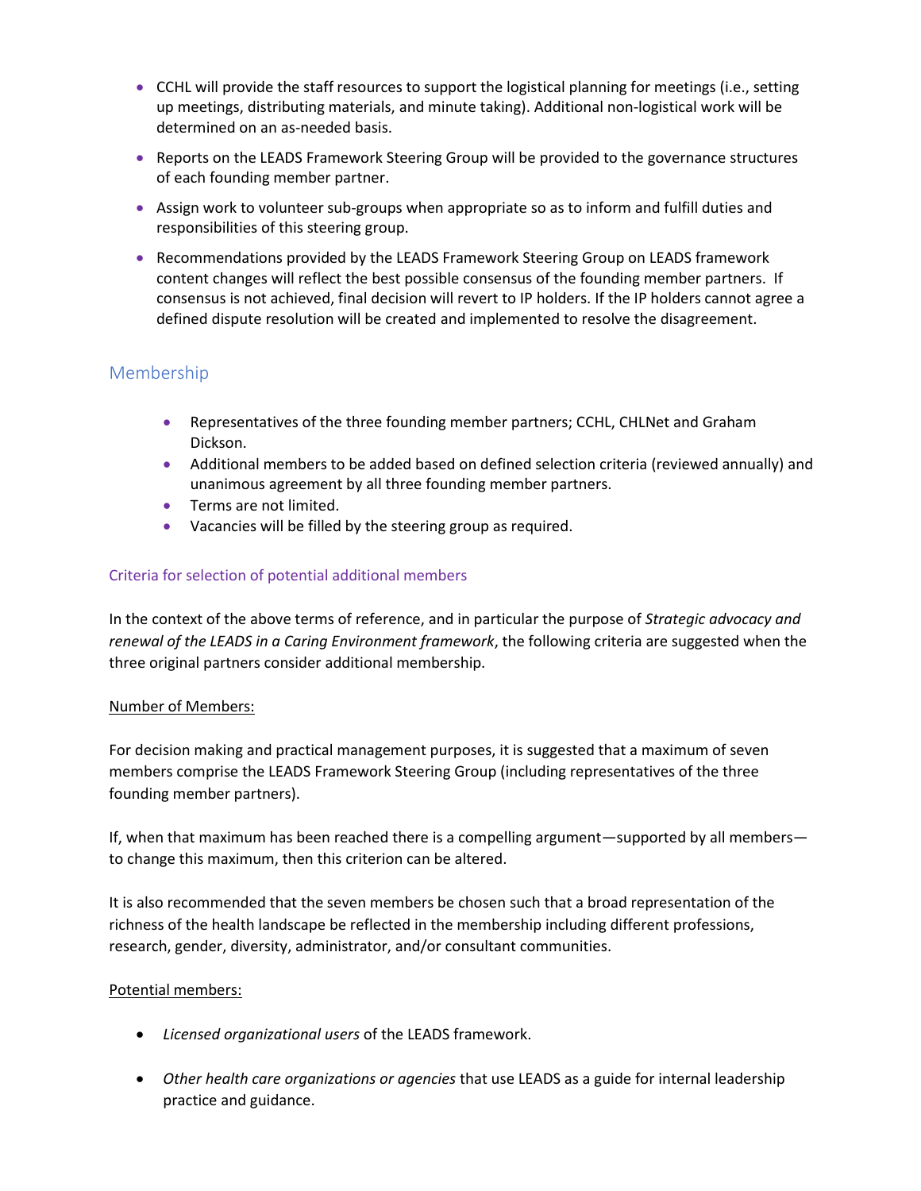- CCHL will provide the staff resources to support the logistical planning for meetings (i.e., setting up meetings, distributing materials, and minute taking). Additional non-logistical work will be determined on an as-needed basis.
- Reports on the LEADS Framework Steering Group will be provided to the governance structures of each founding member partner.
- Assign work to volunteer sub-groups when appropriate so as to inform and fulfill duties and responsibilities of this steering group.
- Recommendations provided by the LEADS Framework Steering Group on LEADS framework content changes will reflect the best possible consensus of the founding member partners. If consensus is not achieved, final decision will revert to IP holders. If the IP holders cannot agree a defined dispute resolution will be created and implemented to resolve the disagreement.

## Membership

- Representatives of the three founding member partners; CCHL, CHLNet and Graham Dickson.
- Additional members to be added based on defined selection criteria (reviewed annually) and unanimous agreement by all three founding member partners.
- Terms are not limited.
- Vacancies will be filled by the steering group as required.

### Criteria for selection of potential additional members

In the context of the above terms of reference, and in particular the purpose of *Strategic advocacy and renewal of the LEADS in a Caring Environment framework*, the following criteria are suggested when the three original partners consider additional membership.

<u>Number of Members:</u>

For decision making and practical management purposes, it is suggested that a maximum of seven members comprise the LEADS Framework Steering Group (including representatives of the three founding member partners).

If, when that maximum has been reached there is a compelling argument—supported by all members—to change this maximum, then this criterion can be altered.

It is also recommended that the seven members be chosen such that a broad representation of the richness of the health landscape be reflected in the membership including different professions, research, gender, diversity, administrator, and/or consultant communities.

<u>Potential members:</u>

- *Licensed organizational users* of the LEADS framework.
- *Other health care organizations or agencies* that use LEADS as a guide for internal leadership practice and guidance.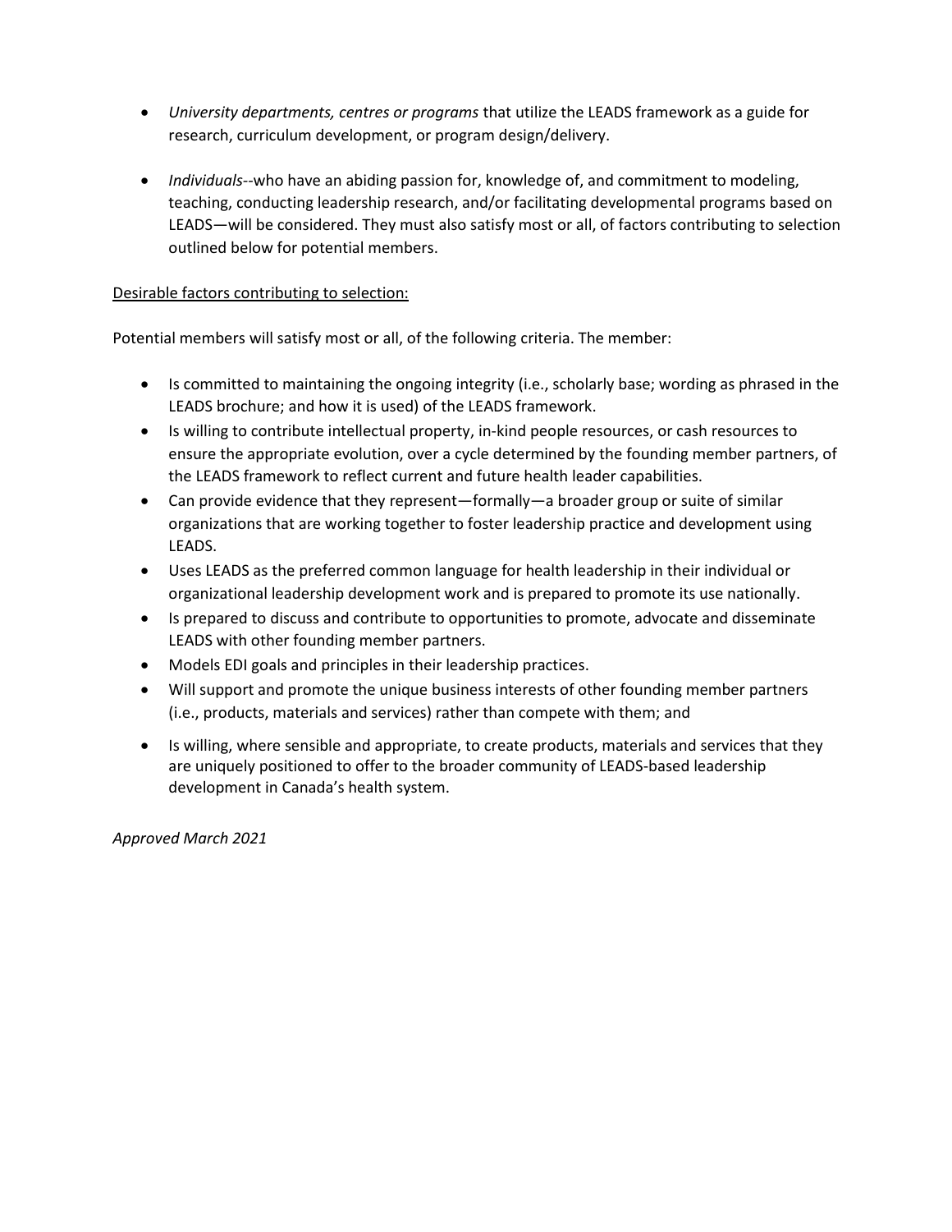- *University departments, centres or programs* that utilize the LEADS framework as a guide for research, curriculum development, or program design/delivery.

- *Individuals*--who have an abiding passion for, knowledge of, and commitment to modeling, teaching, conducting leadership research, and/or facilitating developmental programs based on LEADS—will be considered. They must also satisfy most or all, of factors contributing to selection outlined below for potential members.

<u>Desirable factors contributing to selection:</u>

Potential members will satisfy most or all, of the following criteria. The member:

- Is committed to maintaining the ongoing integrity (i.e., scholarly base; wording as phrased in the LEADS brochure; and how it is used) of the LEADS framework.
- Is willing to contribute intellectual property, in-kind people resources, or cash resources to ensure the appropriate evolution, over a cycle determined by the founding member partners, of the LEADS framework to reflect current and future health leader capabilities.
- Can provide evidence that they represent—formally—a broader group or suite of similar organizations that are working together to foster leadership practice and development using LEADS.
- Uses LEADS as the preferred common language for health leadership in their individual or organizational leadership development work and is prepared to promote its use nationally.
- Is prepared to discuss and contribute to opportunities to promote, advocate and disseminate LEADS with other founding member partners.
- Models EDI goals and principles in their leadership practices.
- Will support and promote the unique business interests of other founding member partners (i.e., products, materials and services) rather than compete with them; and
- Is willing, where sensible and appropriate, to create products, materials and services that they are uniquely positioned to offer to the broader community of LEADS-based leadership development in Canada's health system.

*Approved March 2021*